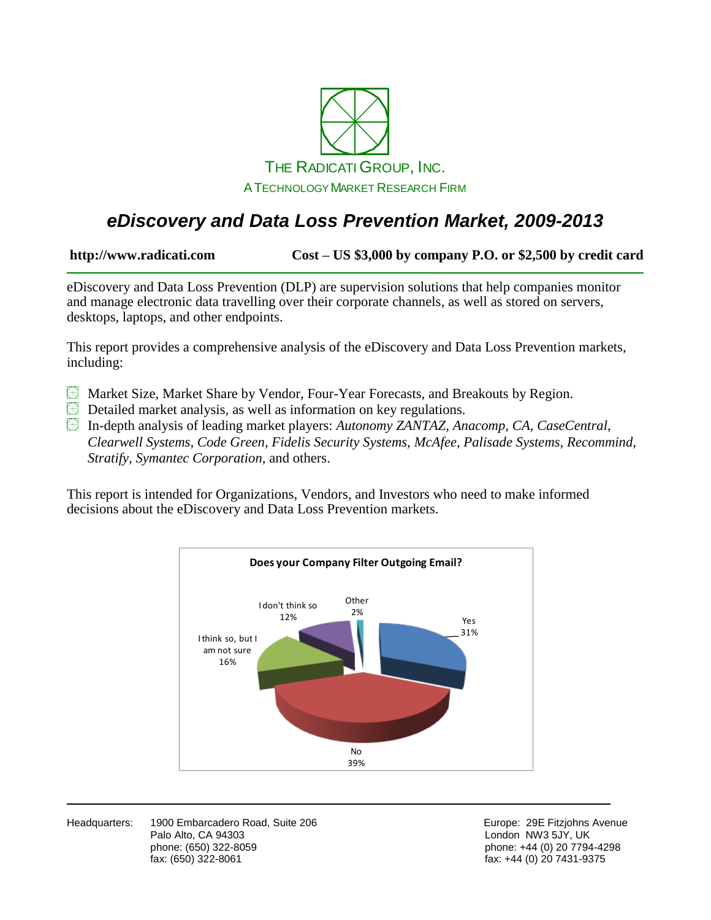THE RADICATI GROUP, INC.

A TECHNOLOGY MARKET RESEARCH FIRM

# *eDiscovery and Data Loss Prevention Market, 2009-2013*

**http://www.radicati.com** **Cost – US $3,000 by company P.O. or $2,500 by credit card**

eDiscovery and Data Loss Prevention (DLP) are supervision solutions that help companies monitor and manage electronic data travelling over their corporate channels, as well as stored on servers, desktops, laptops, and other endpoints.

This report provides a comprehensive analysis of the eDiscovery and Data Loss Prevention markets, including:

- Market Size, Market Share by Vendor, Four-Year Forecasts, and Breakouts by Region.
- Detailed market analysis, as well as information on key regulations.
- In-depth analysis of leading market players: *Autonomy ZANTAZ, Anacomp, CA, CaseCentral, Clearwell Systems, Code Green, Fidelis Security Systems, McAfee, Palisade Systems, Recommind, Stratify, Symantec Corporation,* and others.

This report is intended for Organizations, Vendors, and Investors who need to make informed decisions about the eDiscovery and Data Loss Prevention markets.

**Does your Company Filter Outgoing Email?**

| Response | Percentage |
|---|---|
| Yes | 31% |
| No | 39% |
| I think so, but I am not sure | 16% |
| I don't think so | 12% |
| Other | 2% |

Headquarters: 1900 Embarcadero Road, Suite 206
Palo Alto, CA 94303
phone: (650) 322-8059
fax: (650) 322-8061

Europe: 29E Fitzjohns Avenue
London NW3 5JY, UK
phone: +44 (0) 20 7794-4298
fax: +44 (0) 20 7431-9375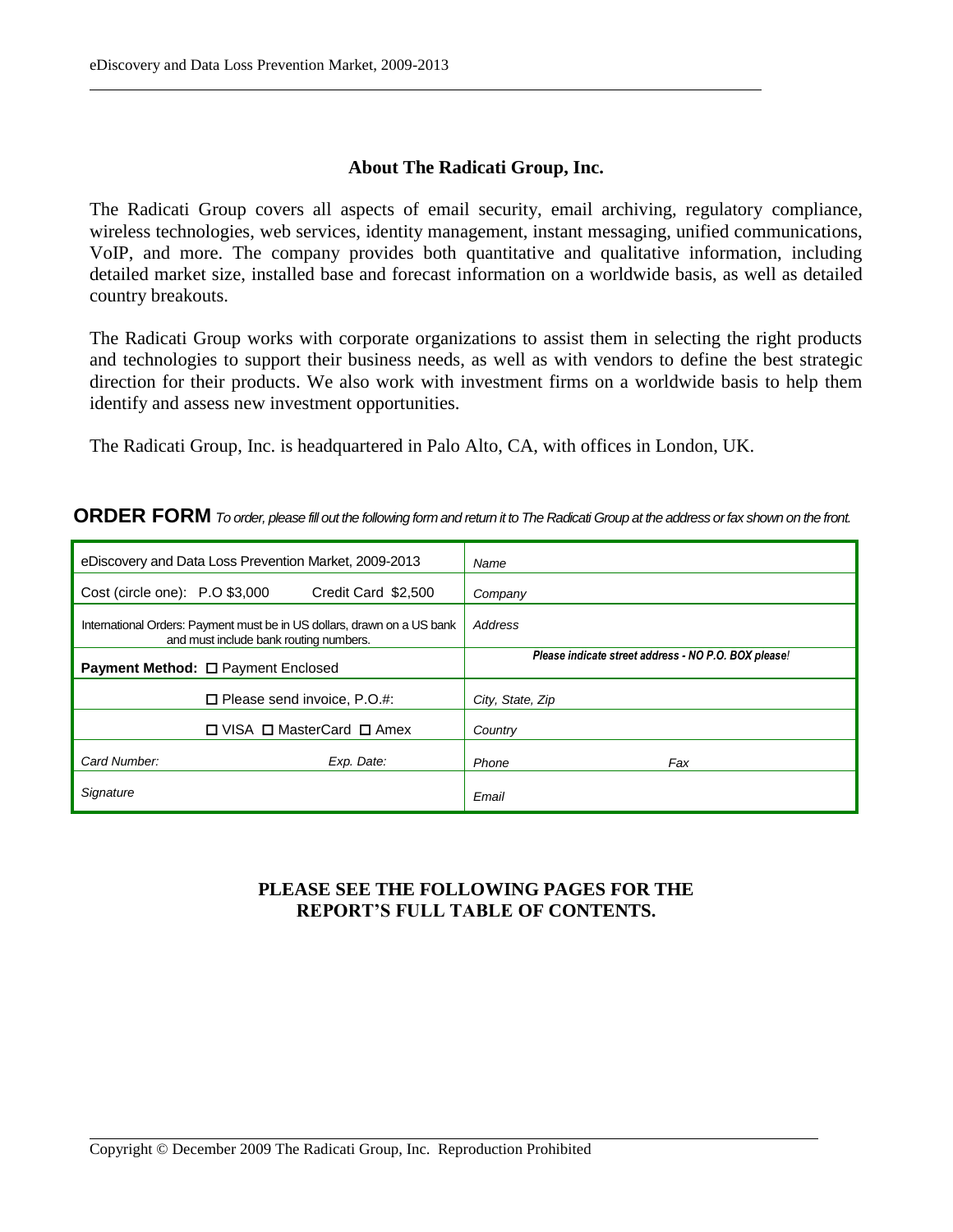## About The Radicati Group, Inc.

The Radicati Group covers all aspects of email security, email archiving, regulatory compliance, wireless technologies, web services, identity management, instant messaging, unified communications, VoIP, and more. The company provides both quantitative and qualitative information, including detailed market size, installed base and forecast information on a worldwide basis, as well as detailed country breakouts.

The Radicati Group works with corporate organizations to assist them in selecting the right products and technologies to support their business needs, as well as with vendors to define the best strategic direction for their products. We also work with investment firms on a worldwide basis to help them identify and assess new investment opportunities.

The Radicati Group, Inc. is headquartered in Palo Alto, CA, with offices in London, UK.

**ORDER FORM** *To order, please fill out the following form and return it to The Radicati Group at the address or fax shown on the front.*

| | |
|---|---|
| eDiscovery and Data Loss Prevention Market, 2009-2013 | *Name* |
| Cost (circle one): P.O $3,000 &nbsp;&nbsp;&nbsp; Credit Card $2,500 | *Company* |
| International Orders: Payment must be in US dollars, drawn on a US bank and must include bank routing numbers. | *Address* |
| **Payment Method:** ☐ Payment Enclosed | ***Please indicate street address - NO P.O. BOX please!*** |
| ☐ Please send invoice, P.O.#: | *City, State, Zip* |
| ☐ VISA ☐ MasterCard ☐ Amex | *Country* |
| *Card Number:* &nbsp;&nbsp;&nbsp; *Exp. Date:* | *Phone* &nbsp;&nbsp;&nbsp; *Fax* |
| *Signature* | *Email* |

**PLEASE SEE THE FOLLOWING PAGES FOR THE REPORT'S FULL TABLE OF CONTENTS.**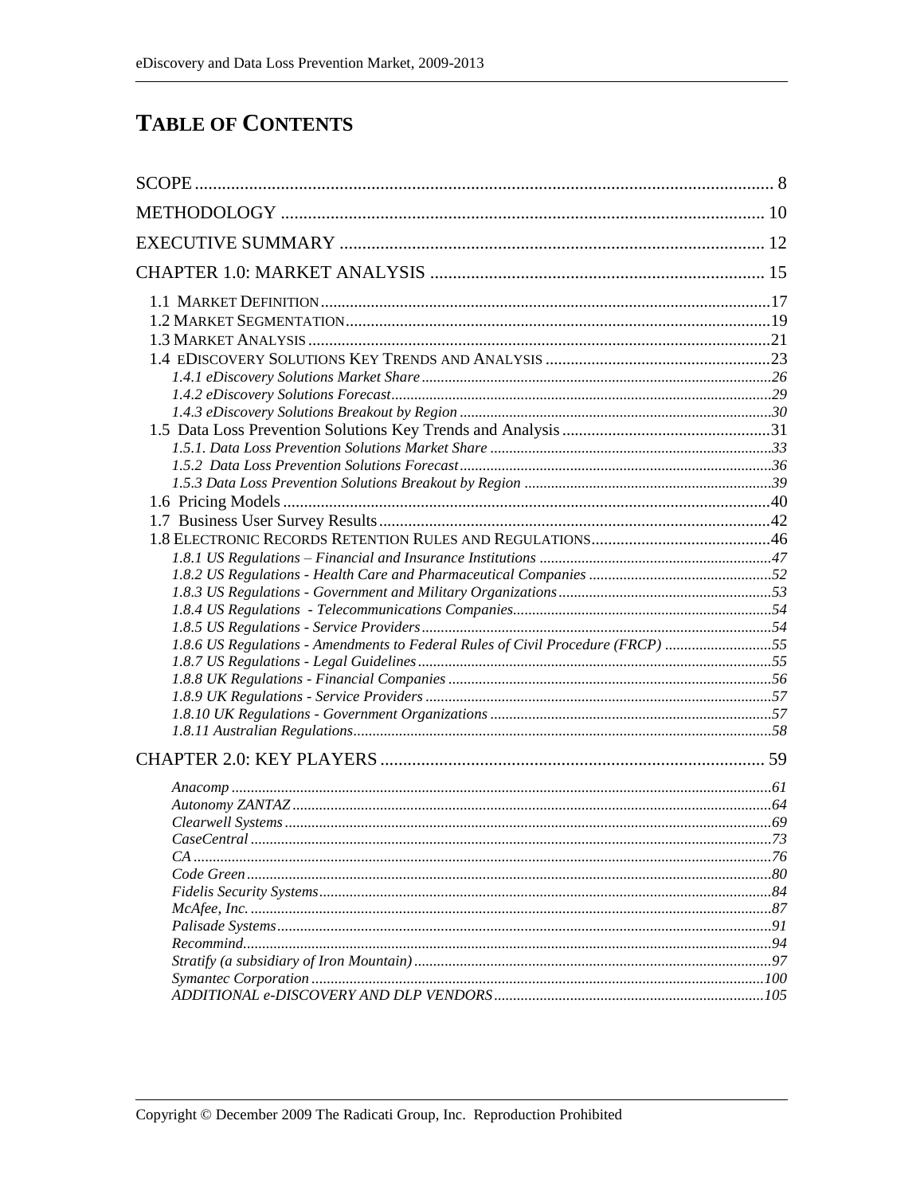# TABLE OF CONTENTS

SCOPE ........ 8

METHODOLOGY ........ 10

EXECUTIVE SUMMARY ........ 12

CHAPTER 1.0: MARKET ANALYSIS ........ 15

- 1.1 MARKET DEFINITION ........ 17
- 1.2 MARKET SEGMENTATION ........ 19
- 1.3 MARKET ANALYSIS ........ 21
- 1.4 EDISCOVERY SOLUTIONS KEY TRENDS AND ANALYSIS ........ 23
  - *1.4.1 eDiscovery Solutions Market Share ........ 26*
  - *1.4.2 eDiscovery Solutions Forecast ........ 29*
  - *1.4.3 eDiscovery Solutions Breakout by Region ........ 30*
- 1.5 Data Loss Prevention Solutions Key Trends and Analysis ........ 31
  - *1.5.1. Data Loss Prevention Solutions Market Share ........ 33*
  - *1.5.2 Data Loss Prevention Solutions Forecast ........ 36*
  - *1.5.3 Data Loss Prevention Solutions Breakout by Region ........ 39*
- 1.6 Pricing Models ........ 40
- 1.7 Business User Survey Results ........ 42
- 1.8 ELECTRONIC RECORDS RETENTION RULES AND REGULATIONS ........ 46
  - *1.8.1 US Regulations – Financial and Insurance Institutions ........ 47*
  - *1.8.2 US Regulations - Health Care and Pharmaceutical Companies ........ 52*
  - *1.8.3 US Regulations - Government and Military Organizations ........ 53*
  - *1.8.4 US Regulations - Telecommunications Companies ........ 54*
  - *1.8.5 US Regulations - Service Providers ........ 54*
  - *1.8.6 US Regulations - Amendments to Federal Rules of Civil Procedure (FRCP) ........ 55*
  - *1.8.7 US Regulations - Legal Guidelines ........ 55*
  - *1.8.8 UK Regulations - Financial Companies ........ 56*
  - *1.8.9 UK Regulations - Service Providers ........ 57*
  - *1.8.10 UK Regulations - Government Organizations ........ 57*
  - *1.8.11 Australian Regulations ........ 58*

CHAPTER 2.0: KEY PLAYERS ........ 59

- *Anacomp ........ 61*
- *Autonomy ZANTAZ ........ 64*
- *Clearwell Systems ........ 69*
- *CaseCentral ........ 73*
- *CA ........ 76*
- *Code Green ........ 80*
- *Fidelis Security Systems ........ 84*
- *McAfee, Inc. ........ 87*
- *Palisade Systems ........ 91*
- *Recommind ........ 94*
- *Stratify (a subsidiary of Iron Mountain) ........ 97*
- *Symantec Corporation ........ 100*
- *ADDITIONAL e-DISCOVERY AND DLP VENDORS ........ 105*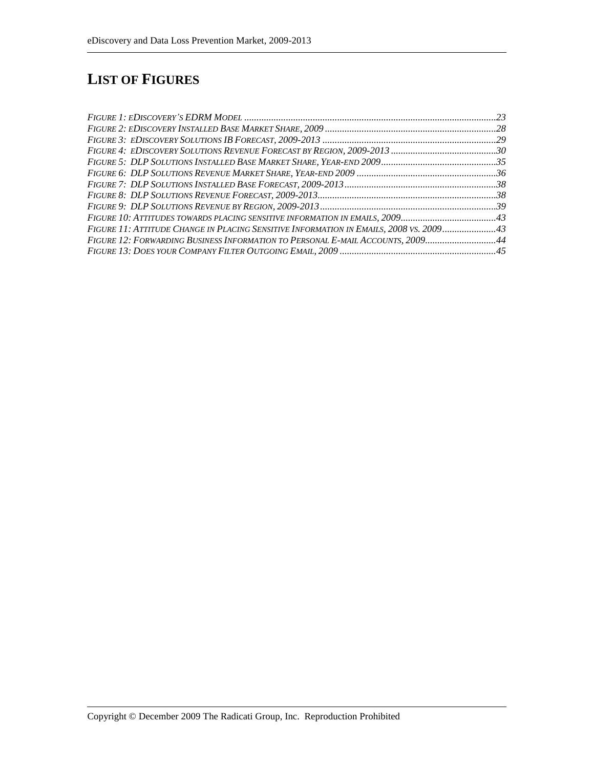# LIST OF FIGURES

*FIGURE 1: EDISCOVERY'S EDRM MODEL* ...... 23
*FIGURE 2: EDISCOVERY INSTALLED BASE MARKET SHARE, 2009* ...... 28
*FIGURE 3: EDISCOVERY SOLUTIONS IB FORECAST, 2009-2013* ...... 29
*FIGURE 4: EDISCOVERY SOLUTIONS REVENUE FORECAST BY REGION, 2009-2013* ...... 30
*FIGURE 5: DLP SOLUTIONS INSTALLED BASE MARKET SHARE, YEAR-END 2009* ...... 35
*FIGURE 6: DLP SOLUTIONS REVENUE MARKET SHARE, YEAR-END 2009* ...... 36
*FIGURE 7: DLP SOLUTIONS INSTALLED BASE FORECAST, 2009-2013* ...... 38
*FIGURE 8: DLP SOLUTIONS REVENUE FORECAST, 2009-2013* ...... 38
*FIGURE 9: DLP SOLUTIONS REVENUE BY REGION, 2009-2013* ...... 39
*FIGURE 10: ATTITUDES TOWARDS PLACING SENSITIVE INFORMATION IN EMAILS, 2009* ...... 43
*FIGURE 11: ATTITUDE CHANGE IN PLACING SENSITIVE INFORMATION IN EMAILS, 2008 VS. 2009* ...... 43
*FIGURE 12: FORWARDING BUSINESS INFORMATION TO PERSONAL E-MAIL ACCOUNTS, 2009* ...... 44
*FIGURE 13: DOES YOUR COMPANY FILTER OUTGOING EMAIL, 2009* ...... 45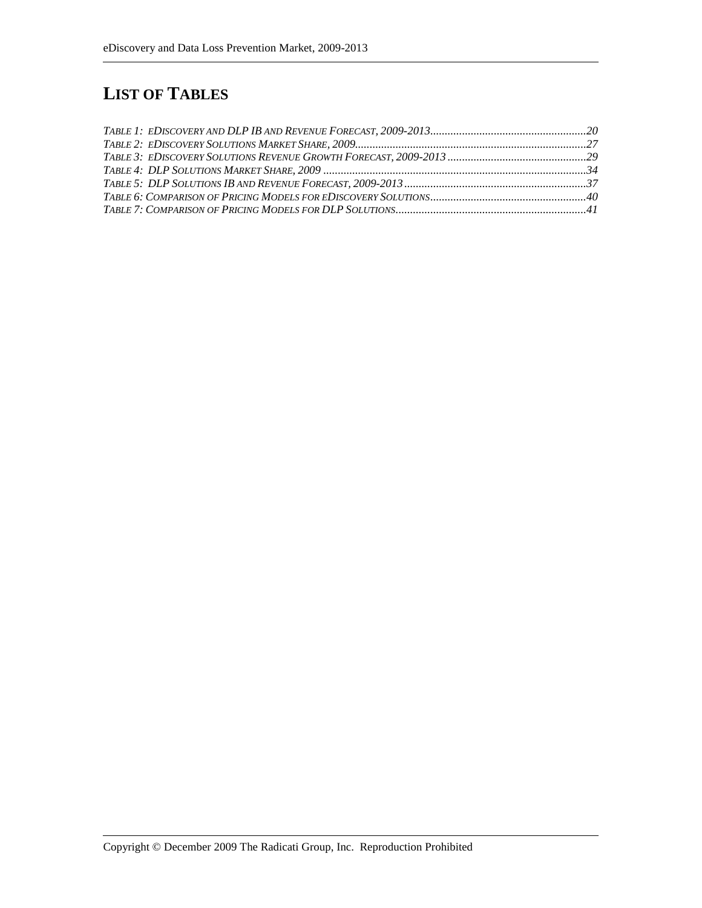# LIST OF TABLES

*TABLE 1: EDISCOVERY AND DLP IB AND REVENUE FORECAST, 2009-2013......................................................20*
*TABLE 2: EDISCOVERY SOLUTIONS MARKET SHARE, 2009...............................................................................27*
*TABLE 3: EDISCOVERY SOLUTIONS REVENUE GROWTH FORECAST, 2009-2013 ................................................29*
*TABLE 4: DLP SOLUTIONS MARKET SHARE, 2009 ...........................................................................................34*
*TABLE 5: DLP SOLUTIONS IB AND REVENUE FORECAST, 2009-2013...............................................................37*
*TABLE 6: COMPARISON OF PRICING MODELS FOR EDISCOVERY SOLUTIONS......................................................40*
*TABLE 7: COMPARISON OF PRICING MODELS FOR DLP SOLUTIONS..................................................................41*